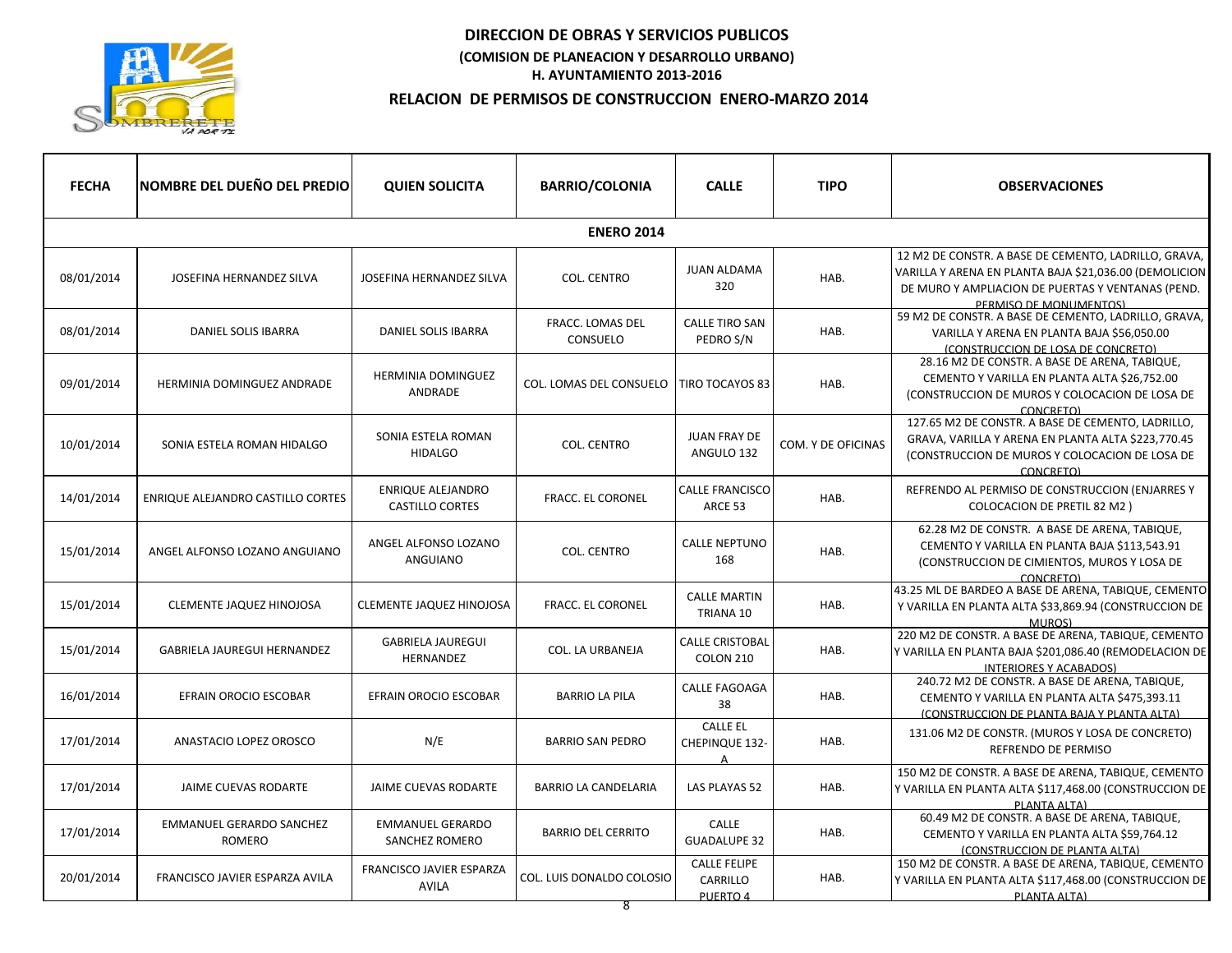# DIRECCION DE OBRAS Y SERVICIOS PUBLICOS

**(COMISION DE PLANEACION Y DESARROLLO URBANO)**

**H. AYUNTAMIENTO 2013-2016**

## RELACION DE PERMISOS DE CONSTRUCCION ENERO-MARZO 2014

| FECHA | NOMBRE DEL DUEÑO DEL PREDIO | QUIEN SOLICITA | BARRIO/COLONIA | CALLE | TIPO | OBSERVACIONES |
|---|---|---|---|---|---|---|
| | | | **ENERO 2014** | | | |
| 08/01/2014 | JOSEFINA HERNANDEZ SILVA | JOSEFINA HERNANDEZ SILVA | COL. CENTRO | JUAN ALDAMA 320 | HAB. | 12 M2 DE CONSTR. A BASE DE CEMENTO, LADRILLO, GRAVA, VARILLA Y ARENA EN PLANTA BAJA $21,036.00 (DEMOLICION DE MURO Y AMPLIACION DE PUERTAS Y VENTANAS (PEND. PERMISO DE MONUMENTOS) |
| 08/01/2014 | DANIEL SOLIS IBARRA | DANIEL SOLIS IBARRA | FRACC. LOMAS DEL CONSUELO | CALLE TIRO SAN PEDRO S/N | HAB. | 59 M2 DE CONSTR. A BASE DE CEMENTO, LADRILLO, GRAVA, VARILLA Y ARENA EN PLANTA BAJA $56,050.00 (CONSTRUCCION DE LOSA DE CONCRETO) |
| 09/01/2014 | HERMINIA DOMINGUEZ ANDRADE | HERMINIA DOMINGUEZ ANDRADE | COL. LOMAS DEL CONSUELO | TIRO TOCAYOS 83 | HAB. | 28.16 M2 DE CONSTR. A BASE DE ARENA, TABIQUE, CEMENTO Y VARILLA EN PLANTA ALTA $26,752.00 (CONSTRUCCION DE MUROS Y COLOCACION DE LOSA DE CONCRETO) |
| 10/01/2014 | SONIA ESTELA ROMAN HIDALGO | SONIA ESTELA ROMAN HIDALGO | COL. CENTRO | JUAN FRAY DE ANGULO 132 | COM. Y DE OFICINAS | 127.65 M2 DE CONSTR. A BASE DE CEMENTO, LADRILLO, GRAVA, VARILLA Y ARENA EN PLANTA ALTA $223,770.45 (CONSTRUCCION DE MUROS Y COLOCACION DE LOSA DE CONCRETO) |
| 14/01/2014 | ENRIQUE ALEJANDRO CASTILLO CORTES | ENRIQUE ALEJANDRO CASTILLO CORTES | FRACC. EL CORONEL | CALLE FRANCISCO ARCE 53 | HAB. | REFRENDO AL PERMISO DE CONSTRUCCION (ENJARRES Y COLOCACION DE PRETIL 82 M2 ) |
| 15/01/2014 | ANGEL ALFONSO LOZANO ANGUIANO | ANGEL ALFONSO LOZANO ANGUIANO | COL. CENTRO | CALLE NEPTUNO 168 | HAB. | 62.28 M2 DE CONSTR. A BASE DE ARENA, TABIQUE, CEMENTO Y VARILLA EN PLANTA BAJA $113,543.91 (CONSTRUCCION DE CIMIENTOS, MUROS Y LOSA DE CONCRETO) |
| 15/01/2014 | CLEMENTE JAQUEZ HINOJOSA | CLEMENTE JAQUEZ HINOJOSA | FRACC. EL CORONEL | CALLE MARTIN TRIANA 10 | HAB. | 43.25 ML DE BARDEO A BASE DE ARENA, TABIQUE, CEMENTO Y VARILLA EN PLANTA ALTA $33,869.94 (CONSTRUCCION DE MUROS) |
| 15/01/2014 | GABRIELA JAUREGUI HERNANDEZ | GABRIELA JAUREGUI HERNANDEZ | COL. LA URBANEJA | CALLE CRISTOBAL COLON 210 | HAB. | 220 M2 DE CONSTR. A BASE DE ARENA, TABIQUE, CEMENTO Y VARILLA EN PLANTA BAJA $201,086.40 (REMODELACION DE INTERIORES Y ACABADOS) |
| 16/01/2014 | EFRAIN OROCIO ESCOBAR | EFRAIN OROCIO ESCOBAR | BARRIO LA PILA | CALLE FAGOAGA 38 | HAB. | 240.72 M2 DE CONSTR. A BASE DE ARENA, TABIQUE, CEMENTO Y VARILLA EN PLANTA ALTA $475,393.11 (CONSTRUCCION DE PLANTA BAJA Y PLANTA ALTA) |
| 17/01/2014 | ANASTACIO LOPEZ OROSCO | N/E | BARRIO SAN PEDRO | CALLE EL CHEPINQUE 132-A | HAB. | 131.06 M2 DE CONSTR. (MUROS Y LOSA DE CONCRETO) REFRENDO DE PERMISO |
| 17/01/2014 | JAIME CUEVAS RODARTE | JAIME CUEVAS RODARTE | BARRIO LA CANDELARIA | LAS PLAYAS 52 | HAB. | 150 M2 DE CONSTR. A BASE DE ARENA, TABIQUE, CEMENTO Y VARILLA EN PLANTA ALTA $117,468.00 (CONSTRUCCION DE PLANTA ALTA) |
| 17/01/2014 | EMMANUEL GERARDO SANCHEZ ROMERO | EMMANUEL GERARDO SANCHEZ ROMERO | BARRIO DEL CERRITO | CALLE GUADALUPE 32 | HAB. | 60.49 M2 DE CONSTR. A BASE DE ARENA, TABIQUE, CEMENTO Y VARILLA EN PLANTA ALTA $59,764.12 (CONSTRUCCION DE PLANTA ALTA) |
| 20/01/2014 | FRANCISCO JAVIER ESPARZA AVILA | FRANCISCO JAVIER ESPARZA AVILA | COL. LUIS DONALDO COLOSIO | CALLE FELIPE CARRILLO PUERTO 4 | HAB. | 150 M2 DE CONSTR. A BASE DE ARENA, TABIQUE, CEMENTO Y VARILLA EN PLANTA ALTA $117,468.00 (CONSTRUCCION DE PLANTA ALTA) |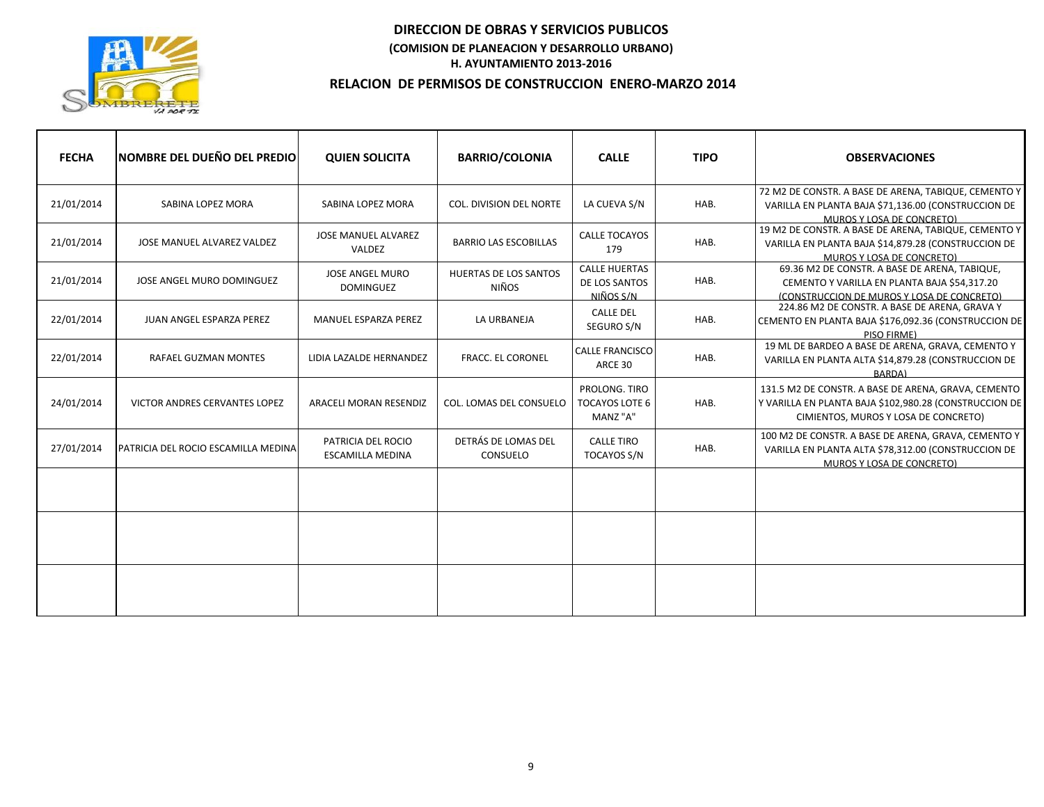# DIRECCION DE OBRAS Y SERVICIOS PUBLICOS

**(COMISION DE PLANEACION Y DESARROLLO URBANO)**

**H. AYUNTAMIENTO 2013-2016**

## RELACION DE PERMISOS DE CONSTRUCCION ENERO-MARZO 2014

| FECHA | NOMBRE DEL DUEÑO DEL PREDIO | QUIEN SOLICITA | BARRIO/COLONIA | CALLE | TIPO | OBSERVACIONES |
|---|---|---|---|---|---|---|
| 21/01/2014 | SABINA LOPEZ MORA | SABINA LOPEZ MORA | COL. DIVISION DEL NORTE | LA CUEVA S/N | HAB. | 72 M2 DE CONSTR. A BASE DE ARENA, TABIQUE, CEMENTO Y VARILLA EN PLANTA BAJA $71,136.00 (CONSTRUCCION DE MUROS Y LOSA DE CONCRETO) |
| 21/01/2014 | JOSE MANUEL ALVAREZ VALDEZ | JOSE MANUEL ALVAREZ VALDEZ | BARRIO LAS ESCOBILLAS | CALLE TOCAYOS 179 | HAB. | 19 M2 DE CONSTR. A BASE DE ARENA, TABIQUE, CEMENTO Y VARILLA EN PLANTA BAJA $14,879.28 (CONSTRUCCION DE MUROS Y LOSA DE CONCRETO) |
| 21/01/2014 | JOSE ANGEL MURO DOMINGUEZ | JOSE ANGEL MURO DOMINGUEZ | HUERTAS DE LOS SANTOS NIÑOS | CALLE HUERTAS DE LOS SANTOS NIÑOS S/N | HAB. | 69.36 M2 DE CONSTR. A BASE DE ARENA, TABIQUE, CEMENTO Y VARILLA EN PLANTA BAJA $54,317.20 (CONSTRUCCION DE MUROS Y LOSA DE CONCRETO) |
| 22/01/2014 | JUAN ANGEL ESPARZA PEREZ | MANUEL ESPARZA PEREZ | LA URBANEJA | CALLE DEL SEGURO S/N | HAB. | 224.86 M2 DE CONSTR. A BASE DE ARENA, GRAVA Y CEMENTO EN PLANTA BAJA $176,092.36 (CONSTRUCCION DE PISO FIRME) |
| 22/01/2014 | RAFAEL GUZMAN MONTES | LIDIA LAZALDE HERNANDEZ | FRACC. EL CORONEL | CALLE FRANCISCO ARCE 30 | HAB. | 19 ML DE BARDEO A BASE DE ARENA, GRAVA, CEMENTO Y VARILLA EN PLANTA ALTA $14,879.28 (CONSTRUCCION DE BARDA) |
| 24/01/2014 | VICTOR ANDRES CERVANTES LOPEZ | ARACELI MORAN RESENDIZ | COL. LOMAS DEL CONSUELO | PROLONG. TIRO TOCAYOS LOTE 6 MANZ "A" | HAB. | 131.5 M2 DE CONSTR. A BASE DE ARENA, GRAVA, CEMENTO Y VARILLA EN PLANTA BAJA $102,980.28 (CONSTRUCCION DE CIMIENTOS, MUROS Y LOSA DE CONCRETO) |
| 27/01/2014 | PATRICIA DEL ROCIO ESCAMILLA MEDINA | PATRICIA DEL ROCIO ESCAMILLA MEDINA | DETRÁS DE LOMAS DEL CONSUELO | CALLE TIRO TOCAYOS S/N | HAB. | 100 M2 DE CONSTR. A BASE DE ARENA, GRAVA, CEMENTO Y VARILLA EN PLANTA ALTA $78,312.00 (CONSTRUCCION DE MUROS Y LOSA DE CONCRETO) |
| | | | | | | |
| | | | | | | |
| | | | | | | |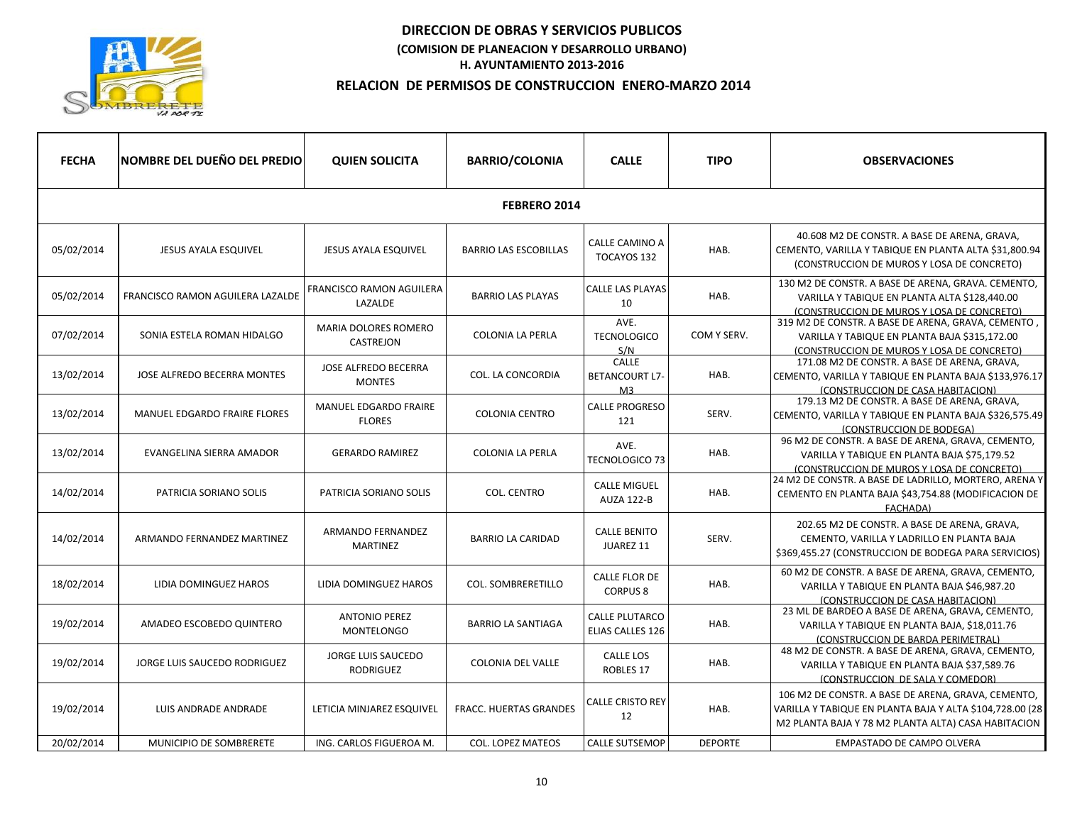# DIRECCION DE OBRAS Y SERVICIOS PUBLICOS

**(COMISION DE PLANEACION Y DESARROLLO URBANO)**

**H. AYUNTAMIENTO 2013-2016**

## RELACION DE PERMISOS DE CONSTRUCCION ENERO-MARZO 2014

| FECHA | NOMBRE DEL DUEÑO DEL PREDIO | QUIEN SOLICITA | BARRIO/COLONIA | CALLE | TIPO | OBSERVACIONES |
|---|---|---|---|---|---|---|
| **FEBRERO 2014** | | | | | | |
| 05/02/2014 | JESUS AYALA ESQUIVEL | JESUS AYALA ESQUIVEL | BARRIO LAS ESCOBILLAS | CALLE CAMINO A TOCAYOS 132 | HAB. | 40.608 M2 DE CONSTR. A BASE DE ARENA, GRAVA, CEMENTO, VARILLA Y TABIQUE EN PLANTA ALTA $31,800.94 (CONSTRUCCION DE MUROS Y LOSA DE CONCRETO) |
| 05/02/2014 | FRANCISCO RAMON AGUILERA LAZALDE | FRANCISCO RAMON AGUILERA LAZALDE | BARRIO LAS PLAYAS | CALLE LAS PLAYAS 10 | HAB. | 130 M2 DE CONSTR. A BASE DE ARENA, GRAVA. CEMENTO, VARILLA Y TABIQUE EN PLANTA ALTA $128,440.00 (CONSTRUCCION DE MUROS Y LOSA DE CONCRETO) |
| 07/02/2014 | SONIA ESTELA ROMAN HIDALGO | MARIA DOLORES ROMERO CASTREJON | COLONIA LA PERLA | AVE. TECNOLOGICO S/N | COM Y SERV. | 319 M2 DE CONSTR. A BASE DE ARENA, GRAVA, CEMENTO , VARILLA Y TABIQUE EN PLANTA BAJA $315,172.00 (CONSTRUCCION DE MUROS Y LOSA DE CONCRETO) |
| 13/02/2014 | JOSE ALFREDO BECERRA MONTES | JOSE ALFREDO BECERRA MONTES | COL. LA CONCORDIA | CALLE BETANCOURT L7-M3 | HAB. | 171.08 M2 DE CONSTR. A BASE DE ARENA, GRAVA, CEMENTO, VARILLA Y TABIQUE EN PLANTA BAJA $133,976.17 (CONSTRUCCION DE CASA HABITACION) |
| 13/02/2014 | MANUEL EDGARDO FRAIRE FLORES | MANUEL EDGARDO FRAIRE FLORES | COLONIA CENTRO | CALLE PROGRESO 121 | SERV. | 179.13 M2 DE CONSTR. A BASE DE ARENA, GRAVA, CEMENTO, VARILLA Y TABIQUE EN PLANTA BAJA $326,575.49 (CONSTRUCCION DE BODEGA) |
| 13/02/2014 | EVANGELINA SIERRA AMADOR | GERARDO RAMIREZ | COLONIA LA PERLA | AVE. TECNOLOGICO 73 | HAB. | 96 M2 DE CONSTR. A BASE DE ARENA, GRAVA, CEMENTO, VARILLA Y TABIQUE EN PLANTA BAJA $75,179.52 (CONSTRUCCION DE MUROS Y LOSA DE CONCRETO) |
| 14/02/2014 | PATRICIA SORIANO SOLIS | PATRICIA SORIANO SOLIS | COL. CENTRO | CALLE MIGUEL AUZA 122-B | HAB. | 24 M2 DE CONSTR. A BASE DE LADRILLO, MORTERO, ARENA Y CEMENTO EN PLANTA BAJA $43,754.88 (MODIFICACION DE FACHADA) |
| 14/02/2014 | ARMANDO FERNANDEZ MARTINEZ | ARMANDO FERNANDEZ MARTINEZ | BARRIO LA CARIDAD | CALLE BENITO JUAREZ 11 | SERV. | 202.65 M2 DE CONSTR. A BASE DE ARENA, GRAVA, CEMENTO, VARILLA Y LADRILLO EN PLANTA BAJA $369,455.27 (CONSTRUCCION DE BODEGA PARA SERVICIOS) |
| 18/02/2014 | LIDIA DOMINGUEZ HAROS | LIDIA DOMINGUEZ HAROS | COL. SOMBRERETILLO | CALLE FLOR DE CORPUS 8 | HAB. | 60 M2 DE CONSTR. A BASE DE ARENA, GRAVA, CEMENTO, VARILLA Y TABIQUE EN PLANTA BAJA $46,987.20 (CONSTRUCCION DE CASA HABITACION) |
| 19/02/2014 | AMADEO ESCOBEDO QUINTERO | ANTONIO PEREZ MONTELONGO | BARRIO LA SANTIAGA | CALLE PLUTARCO ELIAS CALLES 126 | HAB. | 23 ML DE BARDEO A BASE DE ARENA, GRAVA, CEMENTO, VARILLA Y TABIQUE EN PLANTA BAJA, $18,011.76 (CONSTRUCCION DE BARDA PERIMETRAL) |
| 19/02/2014 | JORGE LUIS SAUCEDO RODRIGUEZ | JORGE LUIS SAUCEDO RODRIGUEZ | COLONIA DEL VALLE | CALLE LOS ROBLES 17 | HAB. | 48 M2 DE CONSTR. A BASE DE ARENA, GRAVA, CEMENTO, VARILLA Y TABIQUE EN PLANTA BAJA $37,589.76 (CONSTRUCCION DE SALA Y COMEDOR) |
| 19/02/2014 | LUIS ANDRADE ANDRADE | LETICIA MINJAREZ ESQUIVEL | FRACC. HUERTAS GRANDES | CALLE CRISTO REY 12 | HAB. | 106 M2 DE CONSTR. A BASE DE ARENA, GRAVA, CEMENTO, VARILLA Y TABIQUE EN PLANTA BAJA Y ALTA $104,728.00 (28 M2 PLANTA BAJA Y 78 M2 PLANTA ALTA) CASA HABITACION |
| 20/02/2014 | MUNICIPIO DE SOMBRERETE | ING. CARLOS FIGUEROA M. | COL. LOPEZ MATEOS | CALLE SUTSEMOP | DEPORTE | EMPASTADO DE CAMPO OLVERA |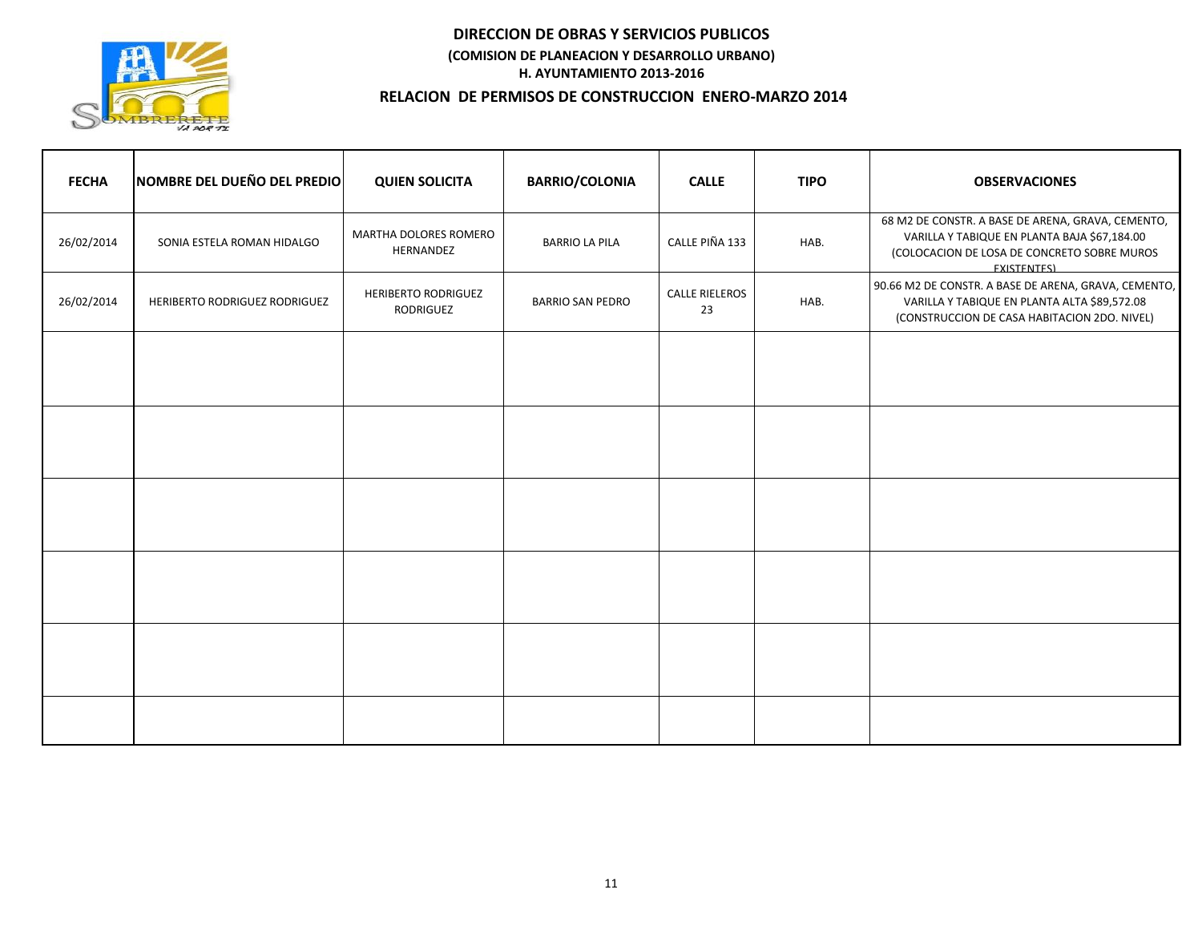**DIRECCION DE OBRAS Y SERVICIOS PUBLICOS**

**(COMISION DE PLANEACION Y DESARROLLO URBANO)**

**H. AYUNTAMIENTO 2013-2016**

**RELACION DE PERMISOS DE CONSTRUCCION ENERO-MARZO 2014**

| FECHA | NOMBRE DEL DUEÑO DEL PREDIO | QUIEN SOLICITA | BARRIO/COLONIA | CALLE | TIPO | OBSERVACIONES |
|---|---|---|---|---|---|---|
| 26/02/2014 | SONIA ESTELA ROMAN HIDALGO | MARTHA DOLORES ROMERO HERNANDEZ | BARRIO LA PILA | CALLE PIÑA 133 | HAB. | 68 M2 DE CONSTR. A BASE DE ARENA, GRAVA, CEMENTO, VARILLA Y TABIQUE EN PLANTA BAJA $67,184.00 (COLOCACION DE LOSA DE CONCRETO SOBRE MUROS EXISTENTES) |
| 26/02/2014 | HERIBERTO RODRIGUEZ RODRIGUEZ | HERIBERTO RODRIGUEZ RODRIGUEZ | BARRIO SAN PEDRO | CALLE RIELEROS 23 | HAB. | 90.66 M2 DE CONSTR. A BASE DE ARENA, GRAVA, CEMENTO, VARILLA Y TABIQUE EN PLANTA ALTA $89,572.08 (CONSTRUCCION DE CASA HABITACION 2DO. NIVEL) |
| | | | | | | |
| | | | | | | |
| | | | | | | |
| | | | | | | |
| | | | | | | |
| | | | | | | |